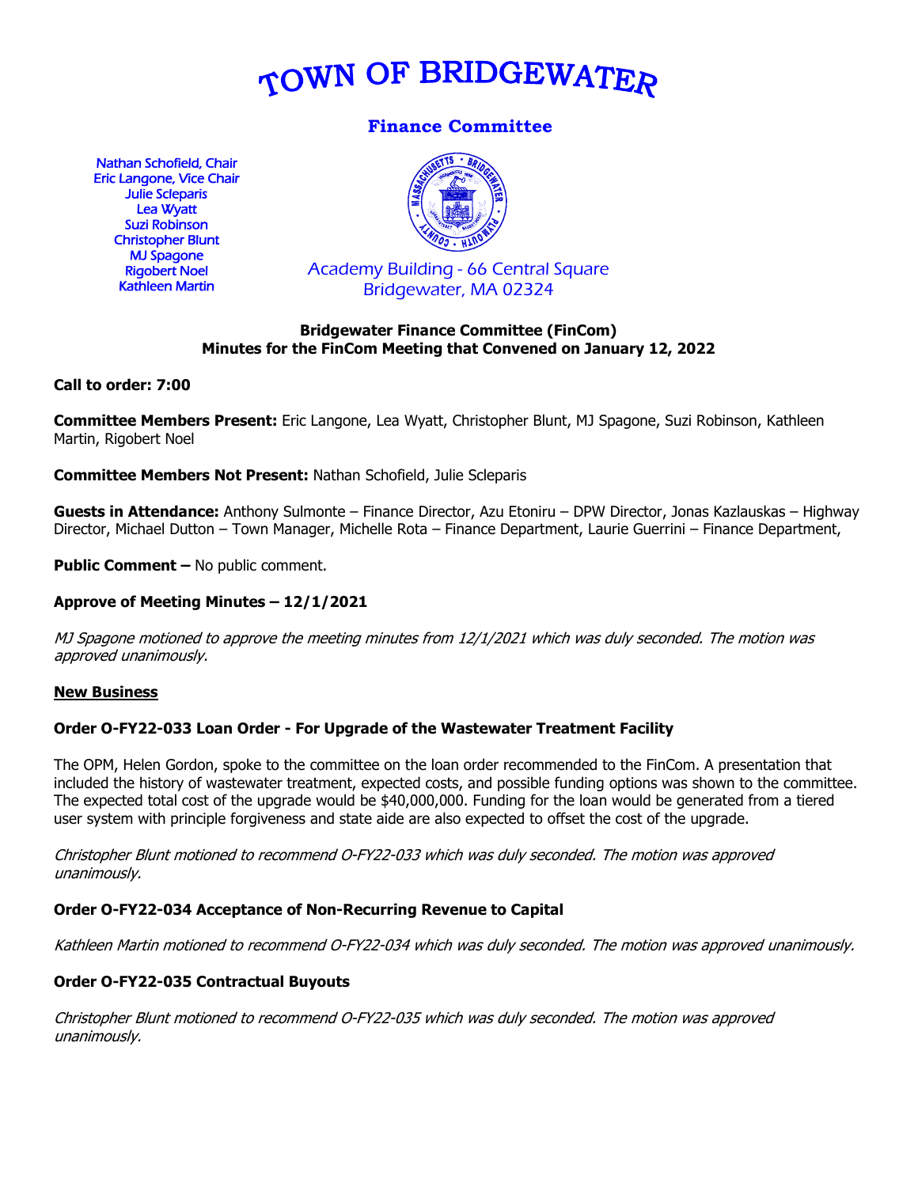# TOWN OF BRIDGEWATER

## Finance Committee

Nathan Schofield, Chair
Eric Langone, Vice Chair
Julie Scleparis
Lea Wyatt
Suzi Robinson
Christopher Blunt
MJ Spagone
Rigobert Noel
Kathleen Martin

Academy Building - 66 Central Square
Bridgewater, MA 02324

**Bridgewater Finance Committee (FinCom)**
**Minutes for the FinCom Meeting that Convened on January 12, 2022**

**Call to order: 7:00**

**Committee Members Present:** Eric Langone, Lea Wyatt, Christopher Blunt, MJ Spagone, Suzi Robinson, Kathleen Martin, Rigobert Noel

**Committee Members Not Present:** Nathan Schofield, Julie Scleparis

**Guests in Attendance:** Anthony Sulmonte – Finance Director, Azu Etoniru – DPW Director, Jonas Kazlauskas – Highway Director, Michael Dutton – Town Manager, Michelle Rota – Finance Department, Laurie Guerrini – Finance Department,

**Public Comment –** No public comment.

**Approve of Meeting Minutes – 12/1/2021**

*MJ Spagone motioned to approve the meeting minutes from 12/1/2021 which was duly seconded. The motion was approved unanimously.*

**New Business**

**Order O-FY22-033 Loan Order - For Upgrade of the Wastewater Treatment Facility**

The OPM, Helen Gordon, spoke to the committee on the loan order recommended to the FinCom. A presentation that included the history of wastewater treatment, expected costs, and possible funding options was shown to the committee. The expected total cost of the upgrade would be $40,000,000. Funding for the loan would be generated from a tiered user system with principle forgiveness and state aide are also expected to offset the cost of the upgrade.

*Christopher Blunt motioned to recommend O-FY22-033 which was duly seconded. The motion was approved unanimously.*

**Order O-FY22-034 Acceptance of Non-Recurring Revenue to Capital**

*Kathleen Martin motioned to recommend O-FY22-034 which was duly seconded. The motion was approved unanimously.*

**Order O-FY22-035 Contractual Buyouts**

*Christopher Blunt motioned to recommend O-FY22-035 which was duly seconded. The motion was approved unanimously.*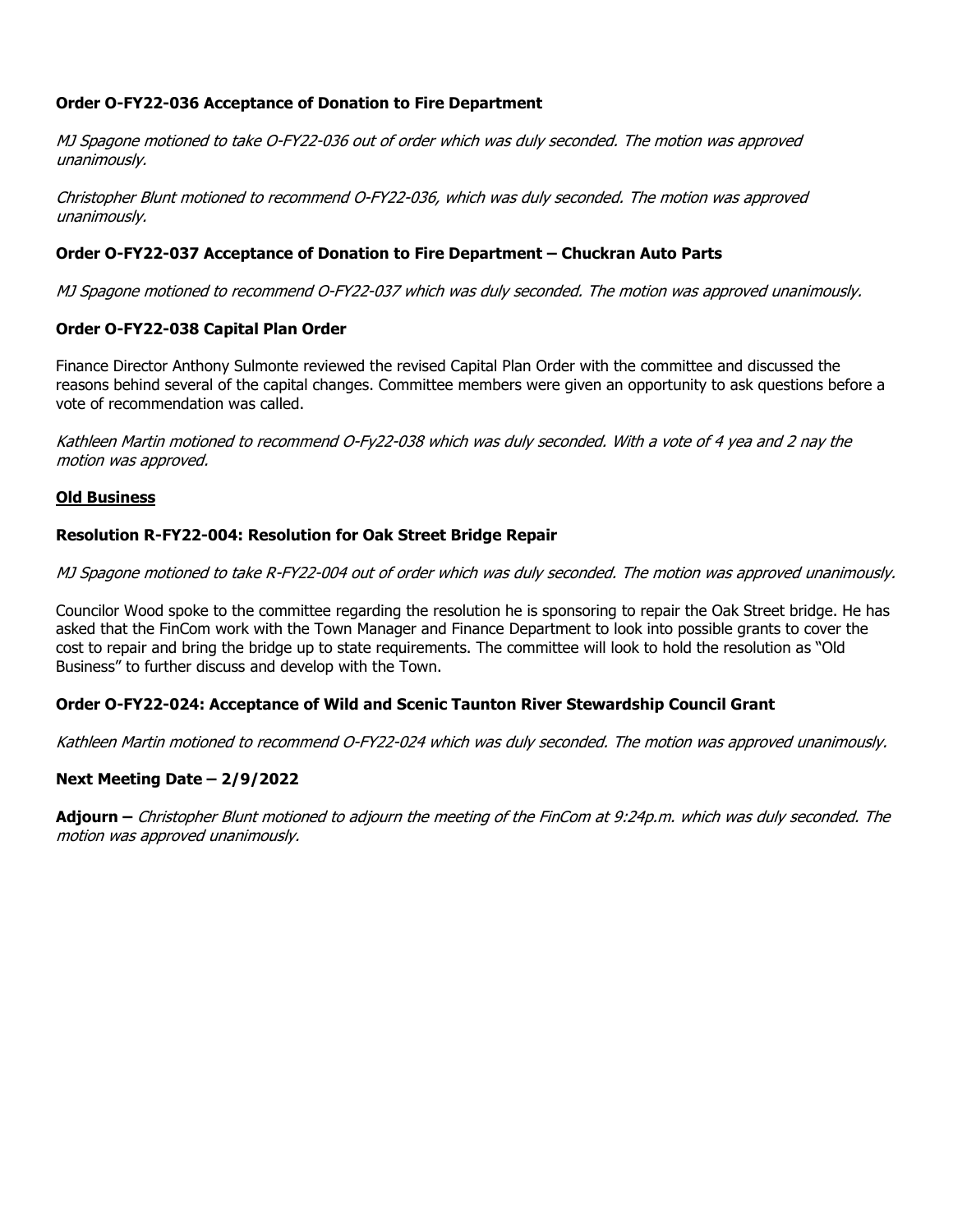**Order O-FY22-036 Acceptance of Donation to Fire Department**

*MJ Spagone motioned to take O-FY22-036 out of order which was duly seconded. The motion was approved unanimously.*

*Christopher Blunt motioned to recommend O-FY22-036, which was duly seconded. The motion was approved unanimously.*

**Order O-FY22-037 Acceptance of Donation to Fire Department – Chuckran Auto Parts**

*MJ Spagone motioned to recommend O-FY22-037 which was duly seconded. The motion was approved unanimously.*

**Order O-FY22-038 Capital Plan Order**

Finance Director Anthony Sulmonte reviewed the revised Capital Plan Order with the committee and discussed the reasons behind several of the capital changes. Committee members were given an opportunity to ask questions before a vote of recommendation was called.

*Kathleen Martin motioned to recommend O-Fy22-038 which was duly seconded. With a vote of 4 yea and 2 nay the motion was approved.*

**Old Business**

**Resolution R-FY22-004: Resolution for Oak Street Bridge Repair**

*MJ Spagone motioned to take R-FY22-004 out of order which was duly seconded. The motion was approved unanimously.*

Councilor Wood spoke to the committee regarding the resolution he is sponsoring to repair the Oak Street bridge. He has asked that the FinCom work with the Town Manager and Finance Department to look into possible grants to cover the cost to repair and bring the bridge up to state requirements. The committee will look to hold the resolution as "Old Business" to further discuss and develop with the Town.

**Order O-FY22-024: Acceptance of Wild and Scenic Taunton River Stewardship Council Grant**

*Kathleen Martin motioned to recommend O-FY22-024 which was duly seconded. The motion was approved unanimously.*

**Next Meeting Date – 2/9/2022**

**Adjourn –** *Christopher Blunt motioned to adjourn the meeting of the FinCom at 9:24p.m. which was duly seconded. The motion was approved unanimously.*